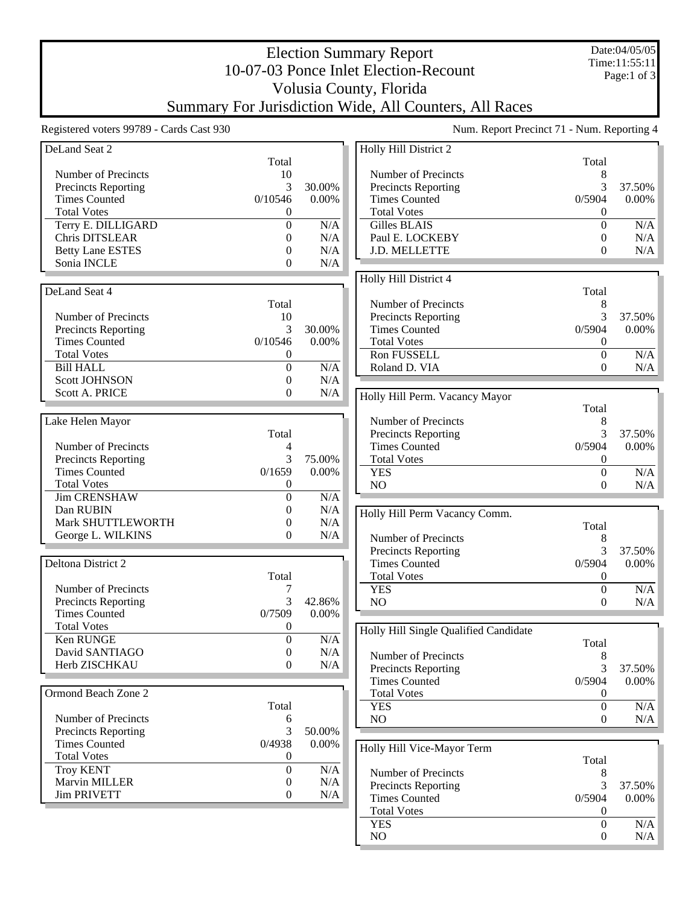# Election Summary Report
## 10-07-03 Ponce Inlet Election-Recount
## Volusia County, Florida
## Summary For Jurisdiction Wide, All Counters, All Races

Date:04/05/05
Time:11:55:11

Registered voters 99789 - Cards Cast 930

Num. Report Precinct 71 - Num. Reporting 4

### DeLand Seat 2

| | Total | |
|---|---|---|
| Number of Precincts | 10 | |
| Precincts Reporting | 3 | 30.00% |
| Times Counted | 0/10546 | 0.00% |
| Total Votes | 0 | |
| Terry E. DILLIGARD | 0 | N/A |
| Chris DITSLEAR | 0 | N/A |
| Betty Lane ESTES | 0 | N/A |
| Sonia INCLE | 0 | N/A |

### DeLand Seat 4

| | Total | |
|---|---|---|
| Number of Precincts | 10 | |
| Precincts Reporting | 3 | 30.00% |
| Times Counted | 0/10546 | 0.00% |
| Total Votes | 0 | |
| Bill HALL | 0 | N/A |
| Scott JOHNSON | 0 | N/A |
| Scott A. PRICE | 0 | N/A |

### Lake Helen Mayor

| | Total | |
|---|---|---|
| Number of Precincts | 4 | |
| Precincts Reporting | 3 | 75.00% |
| Times Counted | 0/1659 | 0.00% |
| Total Votes | 0 | |
| Jim CRENSHAW | 0 | N/A |
| Dan RUBIN | 0 | N/A |
| Mark SHUTTLEWORTH | 0 | N/A |
| George L. WILKINS | 0 | N/A |

### Deltona District 2

| | Total | |
|---|---|---|
| Number of Precincts | 7 | |
| Precincts Reporting | 3 | 42.86% |
| Times Counted | 0/7509 | 0.00% |
| Total Votes | 0 | |
| Ken RUNGE | 0 | N/A |
| David SANTIAGO | 0 | N/A |
| Herb ZISCHKAU | 0 | N/A |

### Ormond Beach Zone 2

| | Total | |
|---|---|---|
| Number of Precincts | 6 | |
| Precincts Reporting | 3 | 50.00% |
| Times Counted | 0/4938 | 0.00% |
| Total Votes | 0 | |
| Troy KENT | 0 | N/A |
| Marvin MILLER | 0 | N/A |
| Jim PRIVETT | 0 | N/A |

### Holly Hill District 2

| | Total | |
|---|---|---|
| Number of Precincts | 8 | |
| Precincts Reporting | 3 | 37.50% |
| Times Counted | 0/5904 | 0.00% |
| Total Votes | 0 | |
| Gilles BLAIS | 0 | N/A |
| Paul E. LOCKEBY | 0 | N/A |
| J.D. MELLETTE | 0 | N/A |

### Holly Hill District 4

| | Total | |
|---|---|---|
| Number of Precincts | 8 | |
| Precincts Reporting | 3 | 37.50% |
| Times Counted | 0/5904 | 0.00% |
| Total Votes | 0 | |
| Ron FUSSELL | 0 | N/A |
| Roland D. VIA | 0 | N/A |

### Holly Hill Perm. Vacancy Mayor

| | Total | |
|---|---|---|
| Number of Precincts | 8 | |
| Precincts Reporting | 3 | 37.50% |
| Times Counted | 0/5904 | 0.00% |
| Total Votes | 0 | |
| YES | 0 | N/A |
| NO | 0 | N/A |

### Holly Hill Perm Vacancy Comm.

| | Total | |
|---|---|---|
| Number of Precincts | 8 | |
| Precincts Reporting | 3 | 37.50% |
| Times Counted | 0/5904 | 0.00% |
| Total Votes | 0 | |
| YES | 0 | N/A |
| NO | 0 | N/A |

### Holly Hill Single Qualified Candidate

| | Total | |
|---|---|---|
| Number of Precincts | 8 | |
| Precincts Reporting | 3 | 37.50% |
| Times Counted | 0/5904 | 0.00% |
| Total Votes | 0 | |
| YES | 0 | N/A |
| NO | 0 | N/A |

### Holly Hill Vice-Mayor Term

| | Total | |
|---|---|---|
| Number of Precincts | 8 | |
| Precincts Reporting | 3 | 37.50% |
| Times Counted | 0/5904 | 0.00% |
| Total Votes | 0 | |
| YES | 0 | N/A |
| NO | 0 | N/A |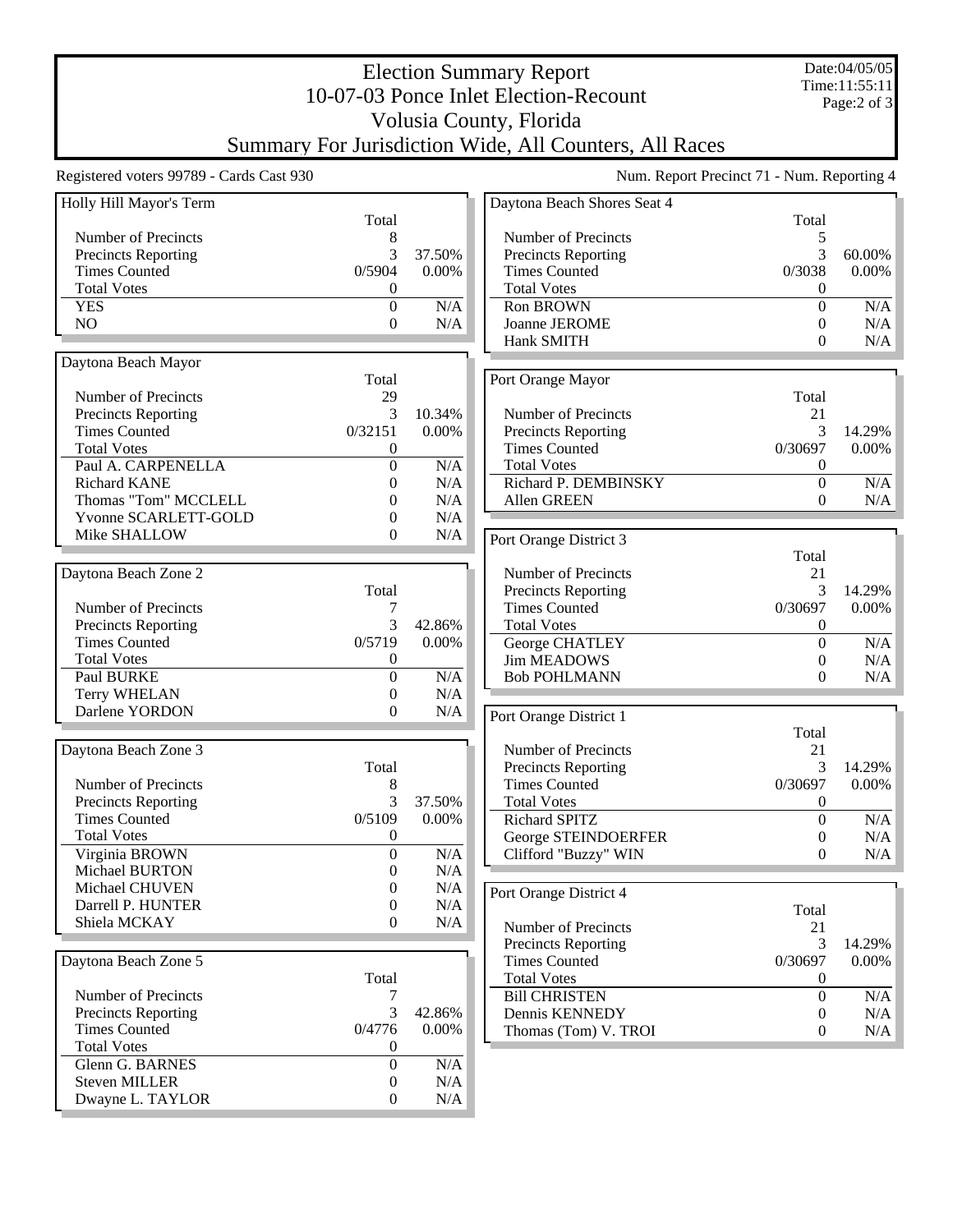# Election Summary Report
## 10-07-03 Ponce Inlet Election-Recount
## Volusia County, Florida
## Summary For Jurisdiction Wide, All Counters, All Races

Date:04/05/05
Time:11:55:11

Registered voters 99789 - Cards Cast 930

Num. Report Precinct 71 - Num. Reporting 4

### Holly Hill Mayor's Term

| | Total | |
|---|---|---|
| Number of Precincts | 8 | |
| Precincts Reporting | 3 | 37.50% |
| Times Counted | 0/5904 | 0.00% |
| Total Votes | 0 | |
| YES | 0 | N/A |
| NO | 0 | N/A |

### Daytona Beach Mayor

| | Total | |
|---|---|---|
| Number of Precincts | 29 | |
| Precincts Reporting | 3 | 10.34% |
| Times Counted | 0/32151 | 0.00% |
| Total Votes | 0 | |
| Paul A. CARPENELLA | 0 | N/A |
| Richard KANE | 0 | N/A |
| Thomas "Tom" MCCLELL | 0 | N/A |
| Yvonne SCARLETT-GOLD | 0 | N/A |
| Mike SHALLOW | 0 | N/A |

### Daytona Beach Zone 2

| | Total | |
|---|---|---|
| Number of Precincts | 7 | |
| Precincts Reporting | 3 | 42.86% |
| Times Counted | 0/5719 | 0.00% |
| Total Votes | 0 | |
| Paul BURKE | 0 | N/A |
| Terry WHELAN | 0 | N/A |
| Darlene YORDON | 0 | N/A |

### Daytona Beach Zone 3

| | Total | |
|---|---|---|
| Number of Precincts | 8 | |
| Precincts Reporting | 3 | 37.50% |
| Times Counted | 0/5109 | 0.00% |
| Total Votes | 0 | |
| Virginia BROWN | 0 | N/A |
| Michael BURTON | 0 | N/A |
| Michael CHUVEN | 0 | N/A |
| Darrell P. HUNTER | 0 | N/A |
| Shiela MCKAY | 0 | N/A |

### Daytona Beach Zone 5

| | Total | |
|---|---|---|
| Number of Precincts | 7 | |
| Precincts Reporting | 3 | 42.86% |
| Times Counted | 0/4776 | 0.00% |
| Total Votes | 0 | |
| Glenn G. BARNES | 0 | N/A |
| Steven MILLER | 0 | N/A |
| Dwayne L. TAYLOR | 0 | N/A |

### Daytona Beach Shores Seat 4

| | Total | |
|---|---|---|
| Number of Precincts | 5 | |
| Precincts Reporting | 3 | 60.00% |
| Times Counted | 0/3038 | 0.00% |
| Total Votes | 0 | |
| Ron BROWN | 0 | N/A |
| Joanne JEROME | 0 | N/A |
| Hank SMITH | 0 | N/A |

### Port Orange Mayor

| | Total | |
|---|---|---|
| Number of Precincts | 21 | |
| Precincts Reporting | 3 | 14.29% |
| Times Counted | 0/30697 | 0.00% |
| Total Votes | 0 | |
| Richard P. DEMBINSKY | 0 | N/A |
| Allen GREEN | 0 | N/A |

### Port Orange District 3

| | Total | |
|---|---|---|
| Number of Precincts | 21 | |
| Precincts Reporting | 3 | 14.29% |
| Times Counted | 0/30697 | 0.00% |
| Total Votes | 0 | |
| George CHATLEY | 0 | N/A |
| Jim MEADOWS | 0 | N/A |
| Bob POHLMANN | 0 | N/A |

### Port Orange District 1

| | Total | |
|---|---|---|
| Number of Precincts | 21 | |
| Precincts Reporting | 3 | 14.29% |
| Times Counted | 0/30697 | 0.00% |
| Total Votes | 0 | |
| Richard SPITZ | 0 | N/A |
| George STEINDOERFER | 0 | N/A |
| Clifford "Buzzy" WIN | 0 | N/A |

### Port Orange District 4

| | Total | |
|---|---|---|
| Number of Precincts | 21 | |
| Precincts Reporting | 3 | 14.29% |
| Times Counted | 0/30697 | 0.00% |
| Total Votes | 0 | |
| Bill CHRISTEN | 0 | N/A |
| Dennis KENNEDY | 0 | N/A |
| Thomas (Tom) V. TROI | 0 | N/A |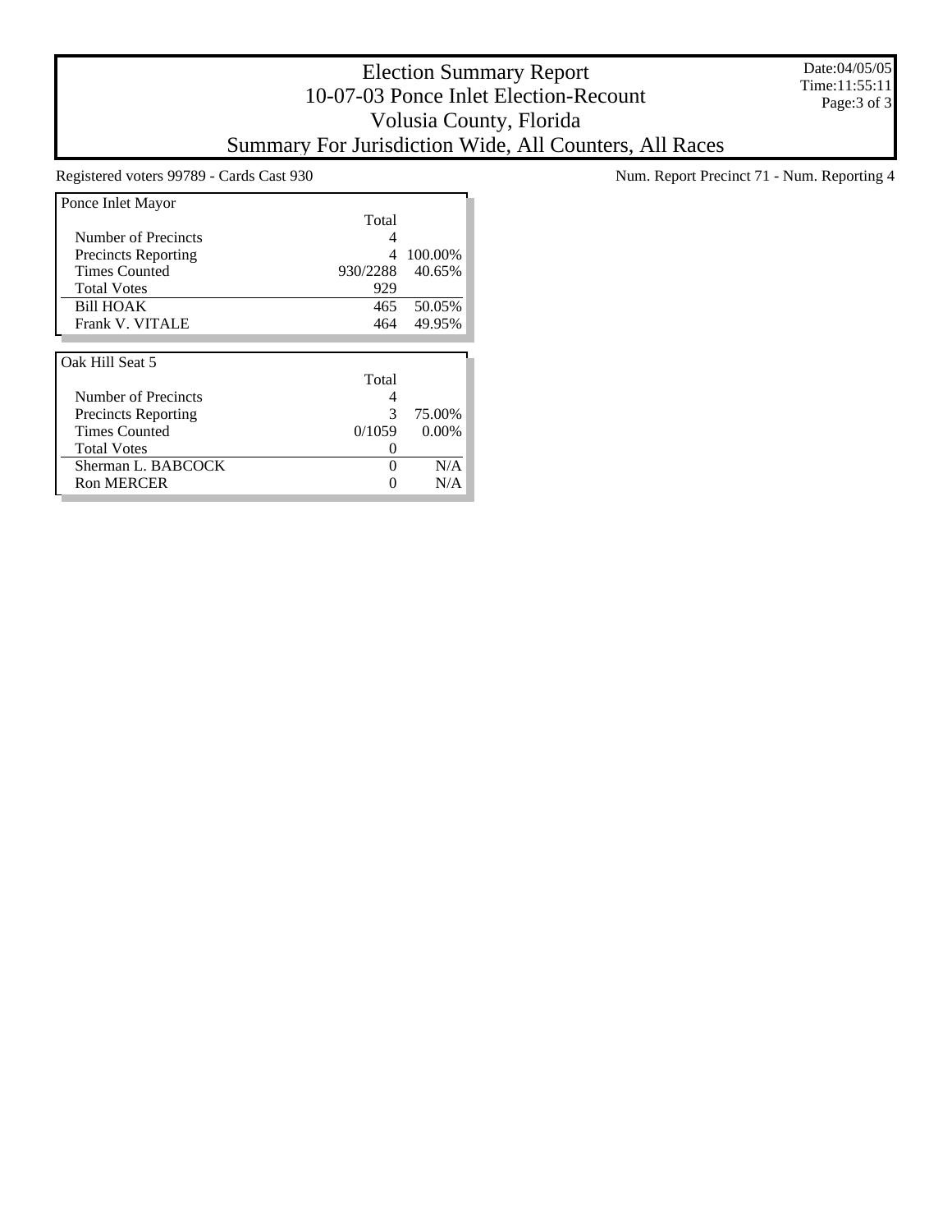# Election Summary Report
## 10-07-03 Ponce Inlet Election-Recount
## Volusia County, Florida
## Summary For Jurisdiction Wide, All Counters, All Races

Date:04/05/05
Time:11:55:11

Registered voters 99789 - Cards Cast 930

Num. Report Precinct 71 - Num. Reporting 4

| Ponce Inlet Mayor | Total | |
|---|---|---|
| Number of Precincts | 4 | |
| Precincts Reporting | 4 | 100.00% |
| Times Counted | 930/2288 | 40.65% |
| Total Votes | 929 | |
| Bill HOAK | 465 | 50.05% |
| Frank V. VITALE | 464 | 49.95% |

| Oak Hill Seat 5 | Total | |
|---|---|---|
| Number of Precincts | 4 | |
| Precincts Reporting | 3 | 75.00% |
| Times Counted | 0/1059 | 0.00% |
| Total Votes | 0 | |
| Sherman L. BABCOCK | 0 | N/A |
| Ron MERCER | 0 | N/A |